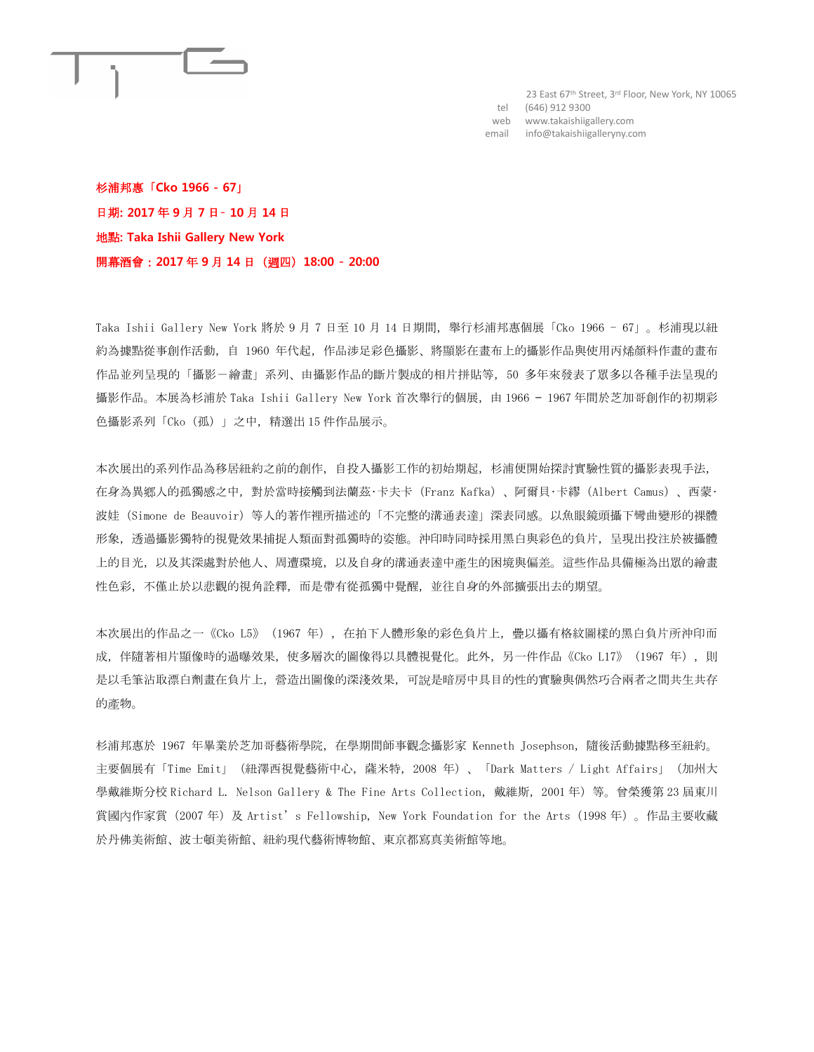23 East 67th Street, 3rd Floor, New York, NY 10065
tel (646) 912 9300
web www.takaishiigallery.com
email info@takaishiigalleryny.com

**杉浦邦惠「Cko 1966 - 67」**

**日期: 2017 年 9 月 7 日 - 10 月 14 日**

**地點: Taka Ishii Gallery New York**

**開幕酒會：2017 年 9 月 14 日（週四）18:00 - 20:00**

Taka Ishii Gallery New York 將於 9 月 7 日至 10 月 14 日期間，舉行杉浦邦惠個展「Cko 1966 – 67」。杉浦現以紐約為據點從事創作活動，自 1960 年代起，作品涉足彩色攝影、將顯影在畫布上的攝影作品與使用丙烯顏料作畫的畫布作品並列呈現的「攝影－繪畫」系列、由攝影作品的斷片製成的相片拼貼等，50 多年來發表了眾多以各種手法呈現的攝影作品。本展為杉浦於 Taka Ishii Gallery New York 首次舉行的個展，由 1966 – 1967 年間於芝加哥創作的初期彩色攝影系列「Cko（孤）」之中，精選出 15 件作品展示。

本次展出的系列作品為移居紐約之前的創作，自投入攝影工作的初始期起，杉浦便開始探討實驗性質的攝影表現手法，在身為異鄉人的孤獨感之中，對於當時接觸到法蘭茲·卡夫卡（Franz Kafka）、阿爾貝·卡繆（Albert Camus）、西蒙·波娃（Simone de Beauvoir）等人的著作裡所描述的「不完整的溝通表達」深表同感。以魚眼鏡頭攝下彎曲變形的裸體形象，透過攝影獨特的視覺效果捕捉人類面對孤獨時的姿態。沖印時同時採用黑白與彩色的負片，呈現出投注於被攝體上的目光，以及其深處對於他人、周遭環境，以及自身的溝通表達中產生的困境與偏差。這些作品具備極為出眾的繪畫性色彩，不僅止於以悲觀的視角詮釋，而是帶有從孤獨中覺醒，並往自身的外部擴張出去的期望。

本次展出的作品之一《Cko L5》（1967 年），在拍下人體形象的彩色負片上，疊以攝有格紋圖樣的黑白負片所沖印而成，伴隨著相片顯像時的過曝效果，使多層次的圖像得以具體視覺化。此外，另一件作品《Cko L17》（1967 年），則是以毛筆沾取漂白劑畫在負片上，營造出圖像的深淺效果，可說是暗房中具目的性的實驗與偶然巧合兩者之間共生共存的產物。

杉浦邦惠於 1967 年畢業於芝加哥藝術學院，在學期間師事觀念攝影家 Kenneth Josephson，隨後活動據點移至紐約。主要個展有「Time Emit」（紐澤西視覺藝術中心，薩米特，2008 年）、「Dark Matters / Light Affairs」（加州大學戴維斯分校 Richard L. Nelson Gallery & The Fine Arts Collection，戴維斯，2001 年）等。曾榮獲第 23 屆東川賞國內作家賞（2007 年）及 Artist's Fellowship, New York Foundation for the Arts（1998 年）。作品主要收藏於丹佛美術館、波士頓美術館、紐約現代藝術博物館、東京都寫真美術館等地。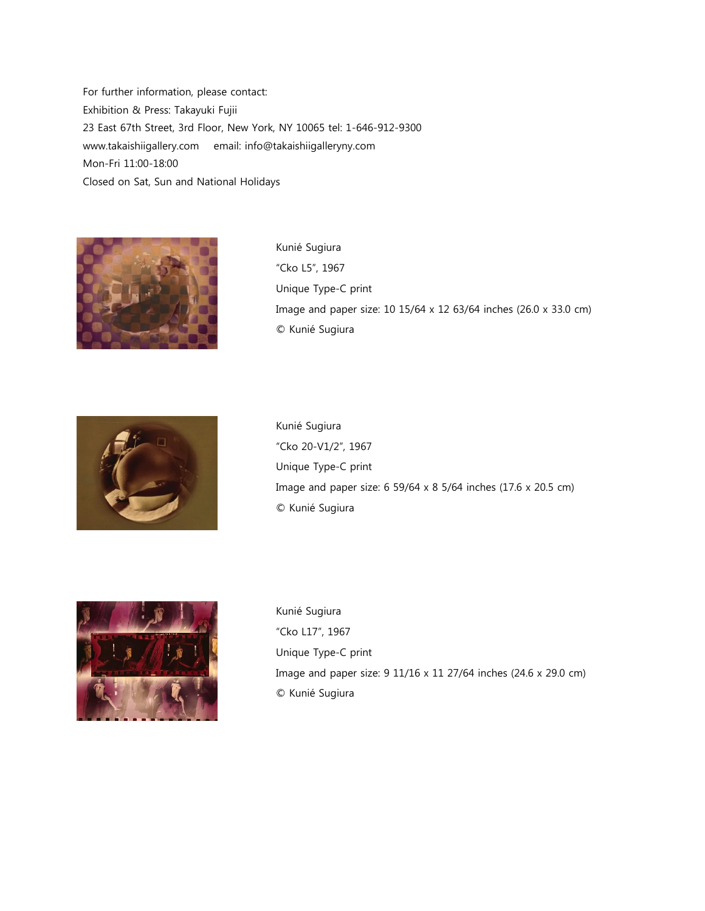For further information, please contact:
Exhibition & Press: Takayuki Fujii
23 East 67th Street, 3rd Floor, New York, NY 10065 tel: 1-646-912-9300
www.takaishiigallery.com email: info@takaishiigalleryny.com
Mon-Fri 11:00-18:00
Closed on Sat, Sun and National Holidays

Kunié Sugiura
"Cko L5", 1967
Unique Type-C print
Image and paper size: 10 15/64 x 12 63/64 inches (26.0 x 33.0 cm)
© Kunié Sugiura

Kunié Sugiura
"Cko 20-V1/2", 1967
Unique Type-C print
Image and paper size: 6 59/64 x 8 5/64 inches (17.6 x 20.5 cm)
© Kunié Sugiura

Kunié Sugiura
"Cko L17", 1967
Unique Type-C print
Image and paper size: 9 11/16 x 11 27/64 inches (24.6 x 29.0 cm)
© Kunié Sugiura